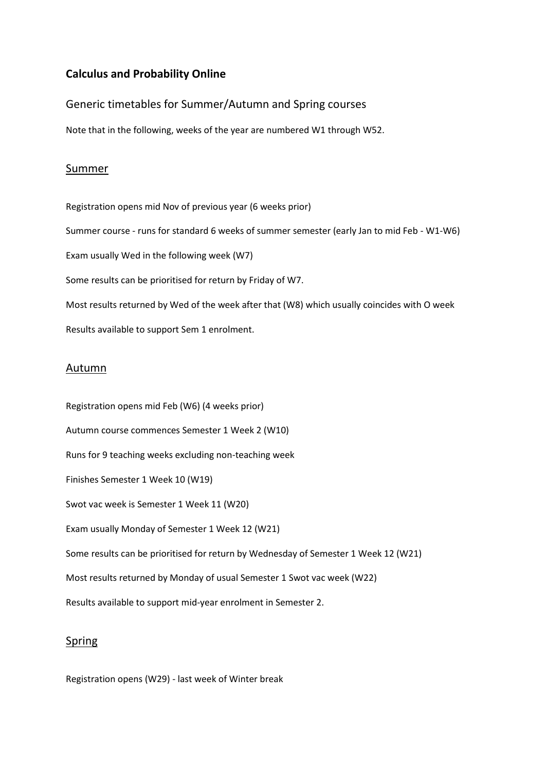# Calculus and Probability Online

## Generic timetables for Summer/Autumn and Spring courses

Note that in the following, weeks of the year are numbered W1 through W52.

### Summer

Registration opens mid Nov of previous year (6 weeks prior)

Summer course - runs for standard 6 weeks of summer semester (early Jan to mid Feb - W1-W6)

Exam usually Wed in the following week (W7)

Some results can be prioritised for return by Friday of W7.

Most results returned by Wed of the week after that (W8) which usually coincides with O week

Results available to support Sem 1 enrolment.

### Autumn

Registration opens mid Feb (W6) (4 weeks prior)

Autumn course commences Semester 1 Week 2 (W10)

Runs for 9 teaching weeks excluding non-teaching week

Finishes Semester 1 Week 10 (W19)

Swot vac week is Semester 1 Week 11 (W20)

Exam usually Monday of Semester 1 Week 12 (W21)

Some results can be prioritised for return by Wednesday of Semester 1 Week 12 (W21)

Most results returned by Monday of usual Semester 1 Swot vac week (W22)

Results available to support mid-year enrolment in Semester 2.

### Spring

Registration opens (W29) - last week of Winter break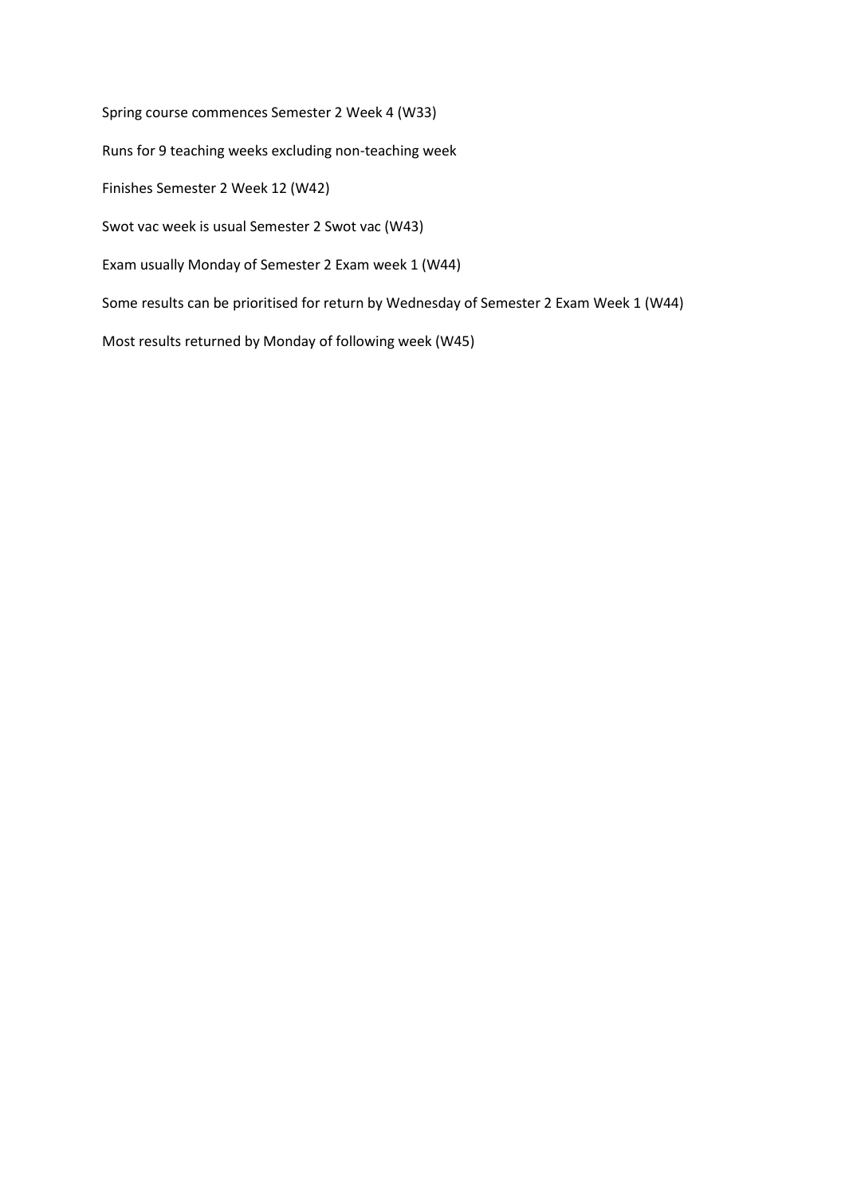Spring course commences Semester 2 Week 4 (W33)

Runs for 9 teaching weeks excluding non-teaching week

Finishes Semester 2 Week 12 (W42)

Swot vac week is usual Semester 2 Swot vac (W43)

Exam usually Monday of Semester 2 Exam week 1 (W44)

Some results can be prioritised for return by Wednesday of Semester 2 Exam Week 1 (W44)

Most results returned by Monday of following week (W45)